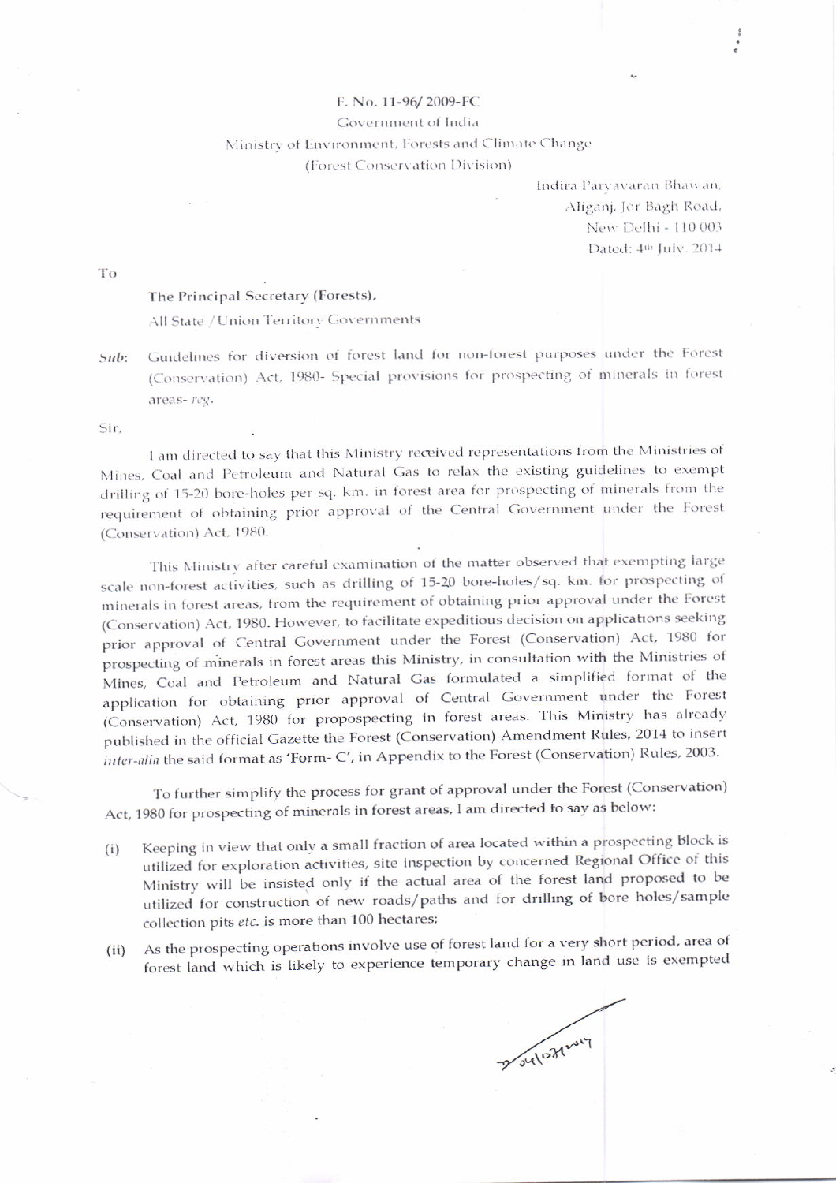F. No. 11-96/ 2009-FC

Government of India

Ministry of Environment, Forests and Climate Change

(Forest Conservation Division)

Indira Paryavaran Bhawan,
Aliganj, Jor Bagh Road,
New Delhi - 110 003
Dated: 4th July, 2014

To

**The Principal Secretary (Forests),**
All State / Union Territory Governments

*Sub*: Guidelines for diversion of forest land for non-forest purposes under the Forest (Conservation) Act, 1980- Special provisions for prospecting of minerals in forest areas- *reg.*

Sir,

I am directed to say that this Ministry received representations from the Ministries of Mines, Coal and Petroleum and Natural Gas to relax the existing guidelines to exempt drilling of 15-20 bore-holes per sq. km. in forest area for prospecting of minerals from the requirement of obtaining prior approval of the Central Government under the Forest (Conservation) Act, 1980.

This Ministry after careful examination of the matter observed that exempting large scale non-forest activities, such as drilling of 15-20 bore-holes/sq. km. for prospecting of minerals in forest areas, from the requirement of obtaining prior approval under the Forest (Conservation) Act, 1980. However, to facilitate expeditious decision on applications seeking prior approval of Central Government under the Forest (Conservation) Act, 1980 for prospecting of minerals in forest areas this Ministry, in consultation with the Ministries of Mines, Coal and Petroleum and Natural Gas formulated a simplified format of the application for obtaining prior approval of Central Government under the Forest (Conservation) Act, 1980 for proposprecting in forest areas. This Ministry has already published in the official Gazette the Forest (Conservation) Amendment Rules, 2014 to insert *inter-alia* the said format as 'Form- C', in Appendix to the Forest (Conservation) Rules, 2003.

To further simplify the process for grant of approval under the Forest (Conservation) Act, 1980 for prospecting of minerals in forest areas, I am directed to say as below:

(i) Keeping in view that only a small fraction of area located within a prospecting block is utilized for exploration activities, site inspection by concerned Regional Office of this Ministry will be insisted only if the actual area of the forest land proposed to be utilized for construction of new roads/paths and for drilling of bore holes/sample collection pits *etc.* is more than 100 hectares;

(ii) As the prospecting operations involve use of forest land for a very short period, area of forest land which is likely to experience temporary change in land use is exempted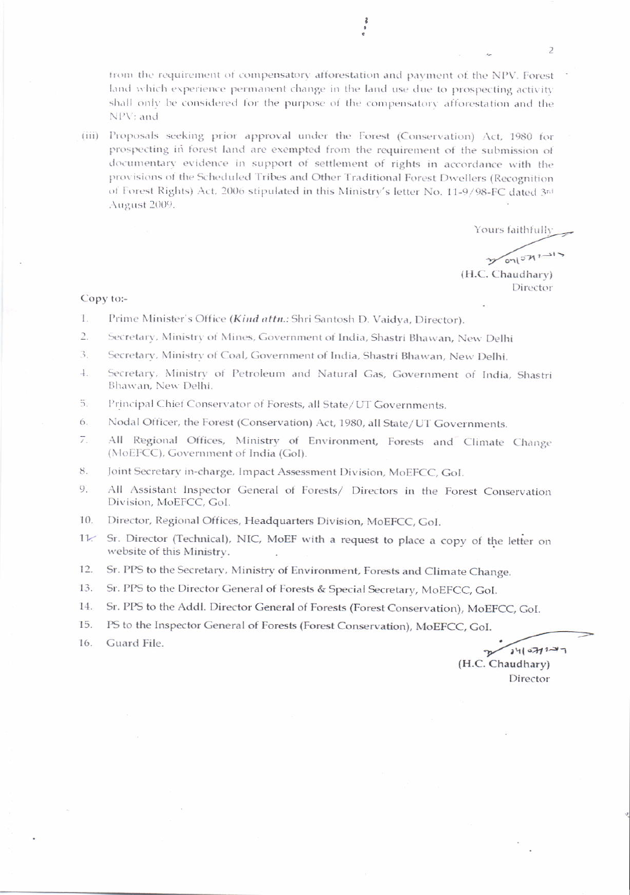from the requirement of compensatory afforestation and payment of the NPV. Forest land which experience permanent change in the land use due to prospecting activity shall only be considered for the purpose of the compensatory afforestation and the NPV; and

(iii) Proposals seeking prior approval under the Forest (Conservation) Act, 1980 for prospecting in forest land are exempted from the requirement of the submission of documentary evidence in support of settlement of rights in accordance with the provisions of the Scheduled Tribes and Other Traditional Forest Dwellers (Recognition of Forest Rights) Act, 2006 stipulated in this Ministry's letter No. 11-9/98-FC dated 3rd August 2009.

Yours faithfully

(H.C. Chaudhary)
Director

Copy to:-

1. Prime Minister's Office (*Kind attn.:* Shri Santosh D. Vaidya, Director).
2. Secretary, Ministry of Mines, Government of India, Shastri Bhawan, New Delhi
3. Secretary, Ministry of Coal, Government of India, Shastri Bhawan, New Delhi.
4. Secretary, Ministry of Petroleum and Natural Gas, Government of India, Shastri Bhawan, New Delhi.
5. Principal Chief Conservator of Forests, all State/UT Governments.
6. Nodal Officer, the Forest (Conservation) Act, 1980, all State/UT Governments.
7. All Regional Offices, Ministry of Environment, Forests and Climate Change (MoEFCC), Government of India (GoI).
8. Joint Secretary in-charge, Impact Assessment Division, MoEFCC, GoI.
9. All Assistant Inspector General of Forests/ Directors in the Forest Conservation Division, MoEFCC, GoI.
10. Director, Regional Offices, Headquarters Division, MoEFCC, GoI.
11. Sr. Director (Technical), NIC, MoEF with a request to place a copy of the letter on website of this Ministry.
12. Sr. PPS to the Secretary, Ministry of Environment, Forests and Climate Change.
13. Sr. PPS to the Director General of Forests & Special Secretary, MoEFCC, GoI.
14. Sr. PPS to the Addl. Director General of Forests (Forest Conservation), MoEFCC, GoI.
15. PS to the Inspector General of Forests (Forest Conservation), MoEFCC, GoI.
16. Guard File.

(H.C. Chaudhary)
Director